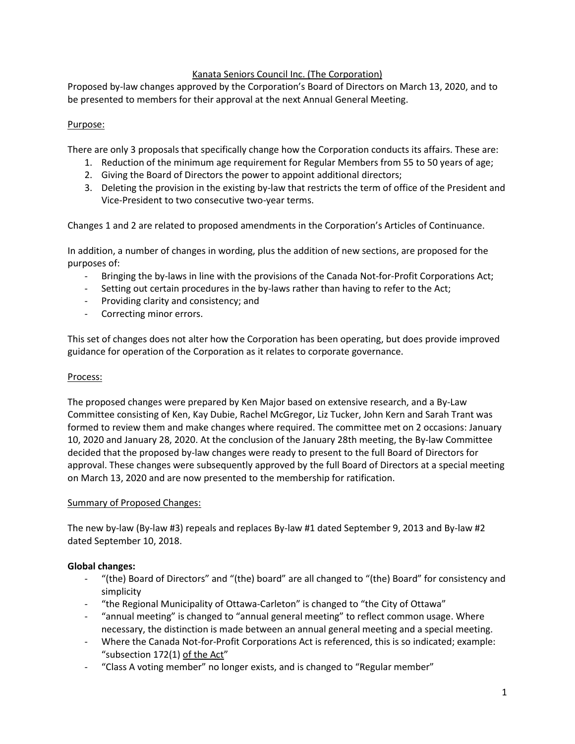<u>Kanata Seniors Council Inc. (The Corporation)</u>

Proposed by-law changes approved by the Corporation's Board of Directors on March 13, 2020, and to be presented to members for their approval at the next Annual General Meeting.

<u>Purpose:</u>

There are only 3 proposals that specifically change how the Corporation conducts its affairs. These are:

1. Reduction of the minimum age requirement for Regular Members from 55 to 50 years of age;
2. Giving the Board of Directors the power to appoint additional directors;
3. Deleting the provision in the existing by-law that restricts the term of office of the President and Vice-President to two consecutive two-year terms.

Changes 1 and 2 are related to proposed amendments in the Corporation's Articles of Continuance.

In addition, a number of changes in wording, plus the addition of new sections, are proposed for the purposes of:

- Bringing the by-laws in line with the provisions of the Canada Not-for-Profit Corporations Act;
- Setting out certain procedures in the by-laws rather than having to refer to the Act;
- Providing clarity and consistency; and
- Correcting minor errors.

This set of changes does not alter how the Corporation has been operating, but does provide improved guidance for operation of the Corporation as it relates to corporate governance.

<u>Process:</u>

The proposed changes were prepared by Ken Major based on extensive research, and a By-Law Committee consisting of Ken, Kay Dubie, Rachel McGregor, Liz Tucker, John Kern and Sarah Trant was formed to review them and make changes where required. The committee met on 2 occasions: January 10, 2020 and January 28, 2020. At the conclusion of the January 28th meeting, the By-law Committee decided that the proposed by-law changes were ready to present to the full Board of Directors for approval. These changes were subsequently approved by the full Board of Directors at a special meeting on March 13, 2020 and are now presented to the membership for ratification.

<u>Summary of Proposed Changes:</u>

The new by-law (By-law #3) repeals and replaces By-law #1 dated September 9, 2013 and By-law #2 dated September 10, 2018.

**Global changes:**

- "(the) Board of Directors" and "(the) board" are all changed to "(the) Board" for consistency and simplicity
- "the Regional Municipality of Ottawa-Carleton" is changed to "the City of Ottawa"
- "annual meeting" is changed to "annual general meeting" to reflect common usage. Where necessary, the distinction is made between an annual general meeting and a special meeting.
- Where the Canada Not-for-Profit Corporations Act is referenced, this is so indicated; example: "subsection 172(1) <u>of the Act</u>"
- "Class A voting member" no longer exists, and is changed to "Regular member"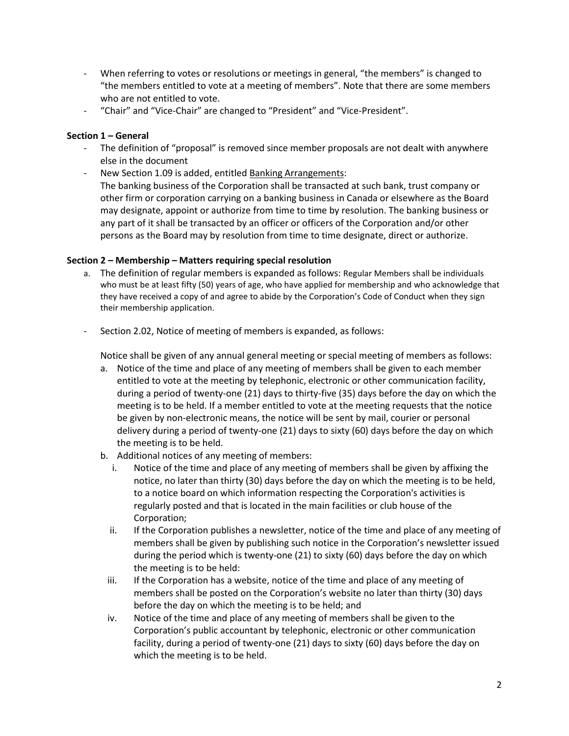- When referring to votes or resolutions or meetings in general, "the members" is changed to "the members entitled to vote at a meeting of members". Note that there are some members who are not entitled to vote.
- "Chair" and "Vice-Chair" are changed to "President" and "Vice-President".

**Section 1 – General**

- The definition of "proposal" is removed since member proposals are not dealt with anywhere else in the document
- New Section 1.09 is added, entitled <u>Banking Arrangements</u>:
  The banking business of the Corporation shall be transacted at such bank, trust company or other firm or corporation carrying on a banking business in Canada or elsewhere as the Board may designate, appoint or authorize from time to time by resolution. The banking business or any part of it shall be transacted by an officer or officers of the Corporation and/or other persons as the Board may by resolution from time to time designate, direct or authorize.

**Section 2 – Membership – Matters requiring special resolution**

a. The definition of regular members is expanded as follows: Regular Members shall be individuals who must be at least fifty (50) years of age, who have applied for membership and who acknowledge that they have received a copy of and agree to abide by the Corporation's Code of Conduct when they sign their membership application.

- Section 2.02, Notice of meeting of members is expanded, as follows:

  Notice shall be given of any annual general meeting or special meeting of members as follows:

  a. Notice of the time and place of any meeting of members shall be given to each member entitled to vote at the meeting by telephonic, electronic or other communication facility, during a period of twenty-one (21) days to thirty-five (35) days before the day on which the meeting is to be held. If a member entitled to vote at the meeting requests that the notice be given by non-electronic means, the notice will be sent by mail, courier or personal delivery during a period of twenty-one (21) days to sixty (60) days before the day on which the meeting is to be held.
  b. Additional notices of any meeting of members:
     i. Notice of the time and place of any meeting of members shall be given by affixing the notice, no later than thirty (30) days before the day on which the meeting is to be held, to a notice board on which information respecting the Corporation's activities is regularly posted and that is located in the main facilities or club house of the Corporation;
     ii. If the Corporation publishes a newsletter, notice of the time and place of any meeting of members shall be given by publishing such notice in the Corporation's newsletter issued during the period which is twenty-one (21) to sixty (60) days before the day on which the meeting is to be held:
     iii. If the Corporation has a website, notice of the time and place of any meeting of members shall be posted on the Corporation's website no later than thirty (30) days before the day on which the meeting is to be held; and
     iv. Notice of the time and place of any meeting of members shall be given to the Corporation's public accountant by telephonic, electronic or other communication facility, during a period of twenty-one (21) days to sixty (60) days before the day on which the meeting is to be held.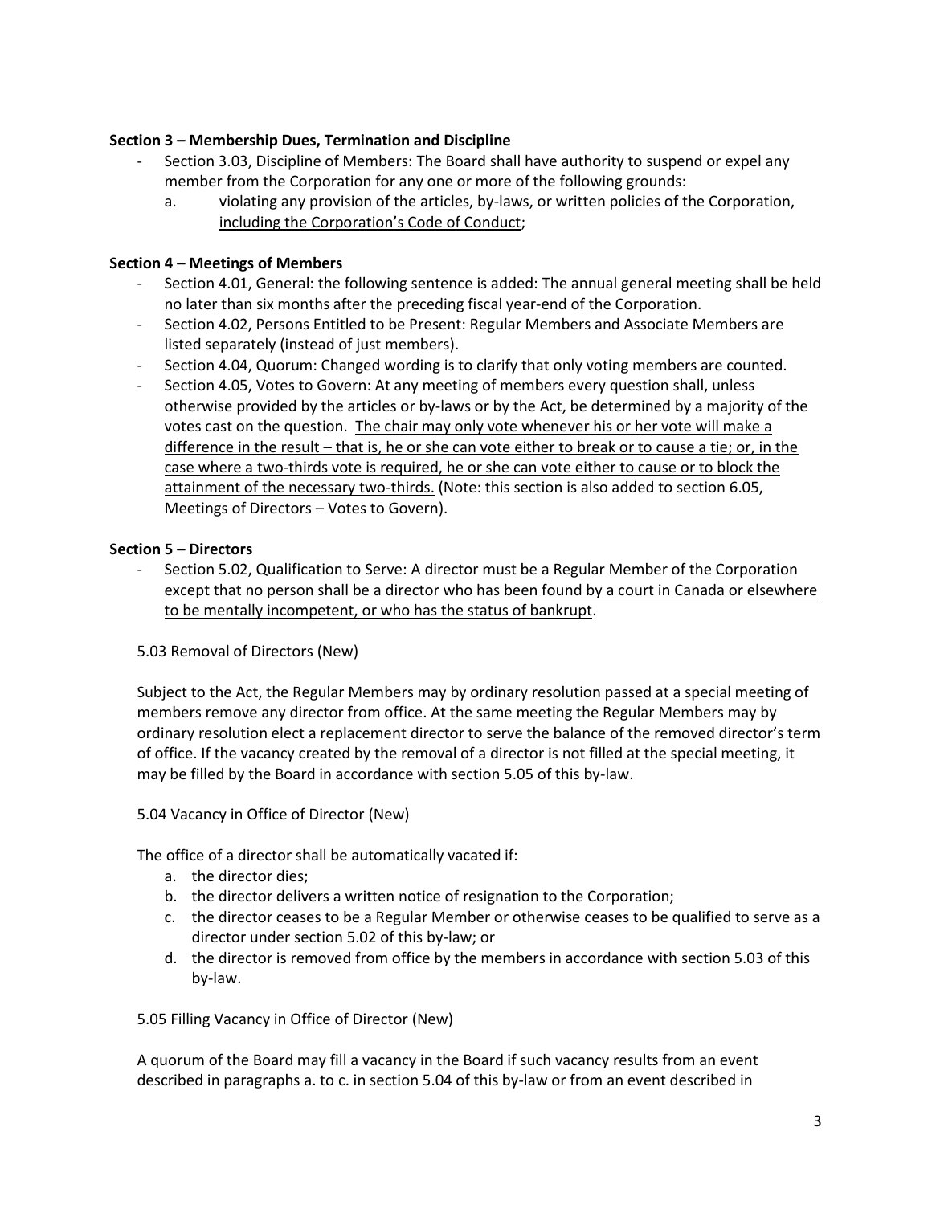**Section 3 – Membership Dues, Termination and Discipline**

- Section 3.03, Discipline of Members: The Board shall have authority to suspend or expel any member from the Corporation for any one or more of the following grounds:
    a. violating any provision of the articles, by-laws, or written policies of the Corporation, <u>including the Corporation's Code of Conduct</u>;

**Section 4 – Meetings of Members**

- Section 4.01, General: the following sentence is added: The annual general meeting shall be held no later than six months after the preceding fiscal year-end of the Corporation.
- Section 4.02, Persons Entitled to be Present: Regular Members and Associate Members are listed separately (instead of just members).
- Section 4.04, Quorum: Changed wording is to clarify that only voting members are counted.
- Section 4.05, Votes to Govern: At any meeting of members every question shall, unless otherwise provided by the articles or by-laws or by the Act, be determined by a majority of the votes cast on the question. <u>The chair may only vote whenever his or her vote will make a difference in the result – that is, he or she can vote either to break or to cause a tie; or, in the case where a two-thirds vote is required, he or she can vote either to cause or to block the attainment of the necessary two-thirds.</u> (Note: this section is also added to section 6.05, Meetings of Directors – Votes to Govern).

**Section 5 – Directors**

- Section 5.02, Qualification to Serve: A director must be a Regular Member of the Corporation <u>except that no person shall be a director who has been found by a court in Canada or elsewhere to be mentally incompetent, or who has the status of bankrupt</u>.

5.03 Removal of Directors (New)

Subject to the Act, the Regular Members may by ordinary resolution passed at a special meeting of members remove any director from office. At the same meeting the Regular Members may by ordinary resolution elect a replacement director to serve the balance of the removed director's term of office. If the vacancy created by the removal of a director is not filled at the special meeting, it may be filled by the Board in accordance with section 5.05 of this by-law.

5.04 Vacancy in Office of Director (New)

The office of a director shall be automatically vacated if:

a. the director dies;
b. the director delivers a written notice of resignation to the Corporation;
c. the director ceases to be a Regular Member or otherwise ceases to be qualified to serve as a director under section 5.02 of this by-law; or
d. the director is removed from office by the members in accordance with section 5.03 of this by-law.

5.05 Filling Vacancy in Office of Director (New)

A quorum of the Board may fill a vacancy in the Board if such vacancy results from an event described in paragraphs a. to c. in section 5.04 of this by-law or from an event described in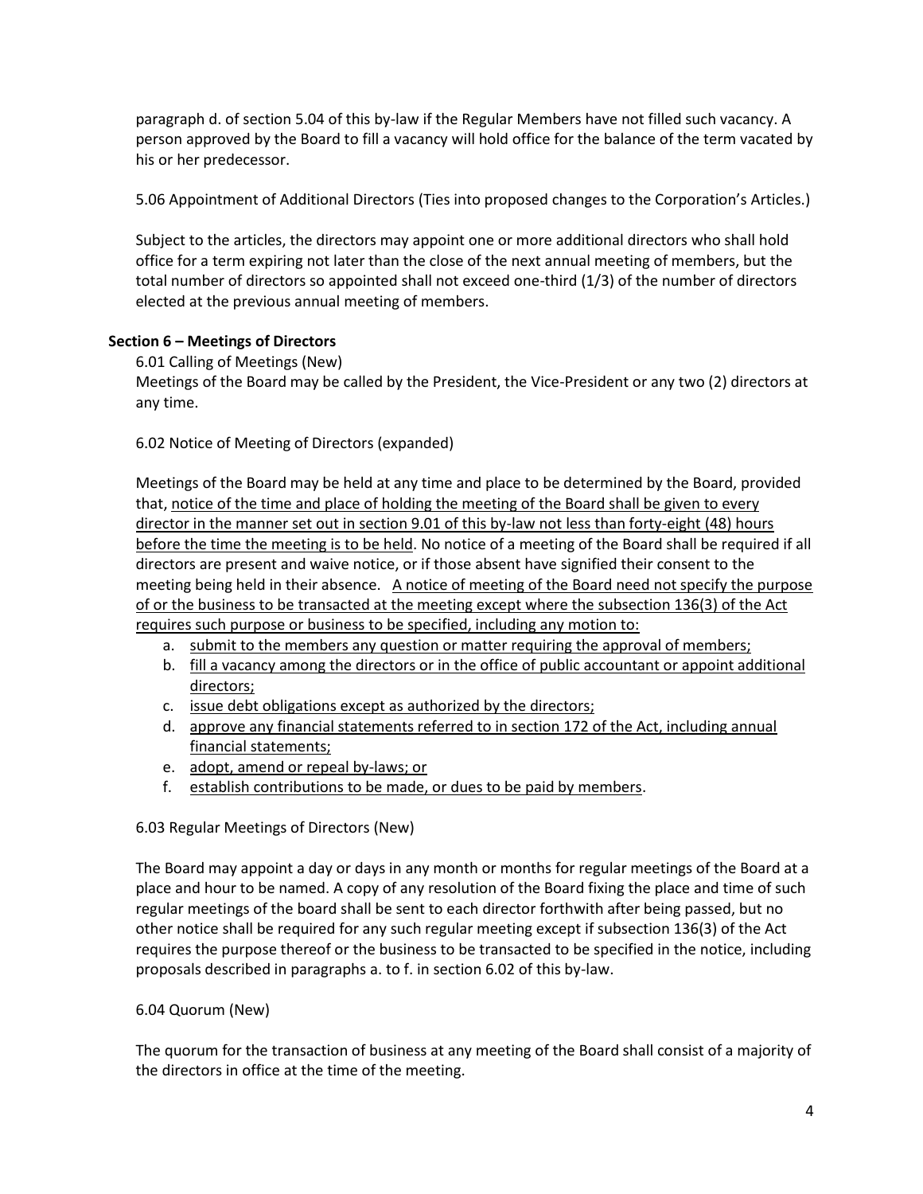paragraph d. of section 5.04 of this by-law if the Regular Members have not filled such vacancy. A person approved by the Board to fill a vacancy will hold office for the balance of the term vacated by his or her predecessor.

5.06 Appointment of Additional Directors (Ties into proposed changes to the Corporation's Articles.)

Subject to the articles, the directors may appoint one or more additional directors who shall hold office for a term expiring not later than the close of the next annual meeting of members, but the total number of directors so appointed shall not exceed one-third (1/3) of the number of directors elected at the previous annual meeting of members.

**Section 6 – Meetings of Directors**

6.01 Calling of Meetings (New)
Meetings of the Board may be called by the President, the Vice-President or any two (2) directors at any time.

6.02 Notice of Meeting of Directors (expanded)

Meetings of the Board may be held at any time and place to be determined by the Board, provided that, <u>notice of the time and place of holding the meeting of the Board shall be given to every director in the manner set out in section 9.01 of this by-law not less than forty-eight (48) hours before the time the meeting is to be held</u>. No notice of a meeting of the Board shall be required if all directors are present and waive notice, or if those absent have signified their consent to the meeting being held in their absence. <u>A notice of meeting of the Board need not specify the purpose of or the business to be transacted at the meeting except where the subsection 136(3) of the Act requires such purpose or business to be specified, including any motion to:</u>

a. <u>submit to the members any question or matter requiring the approval of members;</u>
b. <u>fill a vacancy among the directors or in the office of public accountant or appoint additional directors;</u>
c. <u>issue debt obligations except as authorized by the directors;</u>
d. <u>approve any financial statements referred to in section 172 of the Act, including annual financial statements;</u>
e. <u>adopt, amend or repeal by-laws; or</u>
f. <u>establish contributions to be made, or dues to be paid by members</u>.

6.03 Regular Meetings of Directors (New)

The Board may appoint a day or days in any month or months for regular meetings of the Board at a place and hour to be named. A copy of any resolution of the Board fixing the place and time of such regular meetings of the board shall be sent to each director forthwith after being passed, but no other notice shall be required for any such regular meeting except if subsection 136(3) of the Act requires the purpose thereof or the business to be transacted to be specified in the notice, including proposals described in paragraphs a. to f. in section 6.02 of this by-law.

6.04 Quorum (New)

The quorum for the transaction of business at any meeting of the Board shall consist of a majority of the directors in office at the time of the meeting.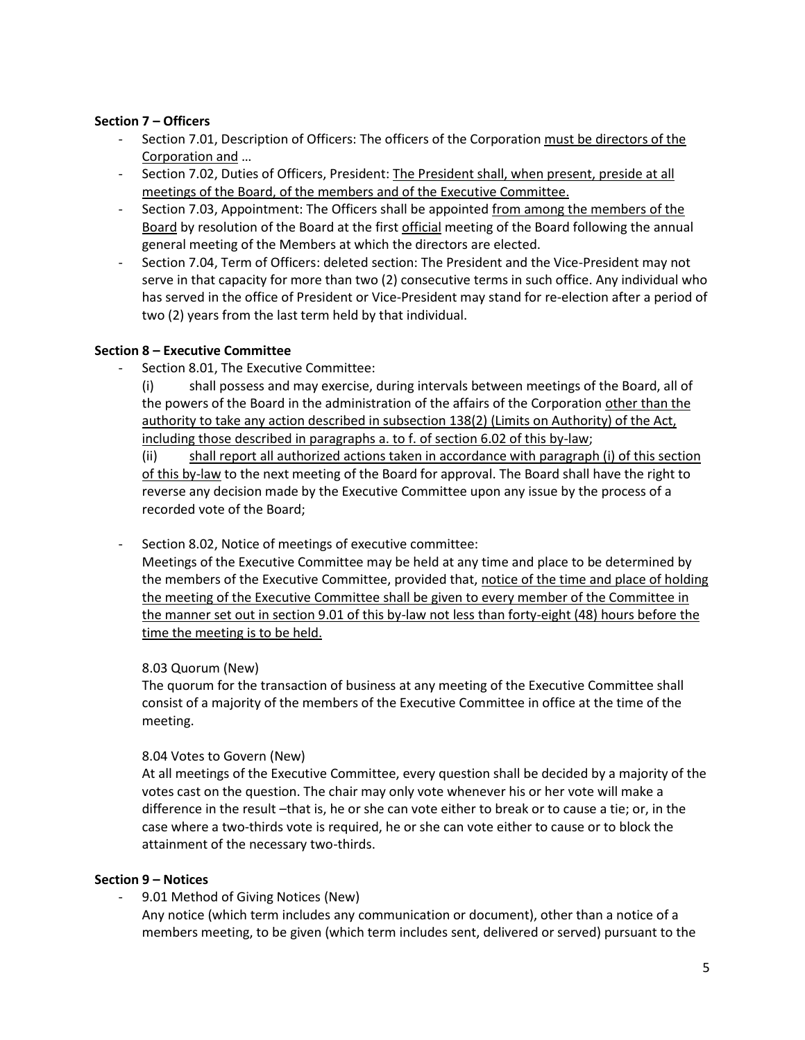**Section 7 – Officers**

- Section 7.01, Description of Officers: The officers of the Corporation <u>must be directors of the Corporation and</u> …
- Section 7.02, Duties of Officers, President: <u>The President shall, when present, preside at all meetings of the Board, of the members and of the Executive Committee.</u>
- Section 7.03, Appointment: The Officers shall be appointed <u>from among the members of the Board</u> by resolution of the Board at the first <u>official</u> meeting of the Board following the annual general meeting of the Members at which the directors are elected.
- Section 7.04, Term of Officers: deleted section: The President and the Vice-President may not serve in that capacity for more than two (2) consecutive terms in such office. Any individual who has served in the office of President or Vice-President may stand for re-election after a period of two (2) years from the last term held by that individual.

**Section 8 – Executive Committee**

- Section 8.01, The Executive Committee:

  (i) shall possess and may exercise, during intervals between meetings of the Board, all of the powers of the Board in the administration of the affairs of the Corporation <u>other than the authority to take any action described in subsection 138(2) (Limits on Authority) of the Act, including those described in paragraphs a. to f. of section 6.02 of this by-law</u>;

  (ii) <u>shall report all authorized actions taken in accordance with paragraph (i) of this section of this by-law</u> to the next meeting of the Board for approval. The Board shall have the right to reverse any decision made by the Executive Committee upon any issue by the process of a recorded vote of the Board;

- Section 8.02, Notice of meetings of executive committee:

  Meetings of the Executive Committee may be held at any time and place to be determined by the members of the Executive Committee, provided that, <u>notice of the time and place of holding the meeting of the Executive Committee shall be given to every member of the Committee in the manner set out in section 9.01 of this by-law not less than forty-eight (48) hours before the time the meeting is to be held.</u>

  8.03 Quorum (New)

  The quorum for the transaction of business at any meeting of the Executive Committee shall consist of a majority of the members of the Executive Committee in office at the time of the meeting.

  8.04 Votes to Govern (New)

  At all meetings of the Executive Committee, every question shall be decided by a majority of the votes cast on the question. The chair may only vote whenever his or her vote will make a difference in the result –that is, he or she can vote either to break or to cause a tie; or, in the case where a two-thirds vote is required, he or she can vote either to cause or to block the attainment of the necessary two-thirds.

**Section 9 – Notices**

- 9.01 Method of Giving Notices (New)

  Any notice (which term includes any communication or document), other than a notice of a members meeting, to be given (which term includes sent, delivered or served) pursuant to the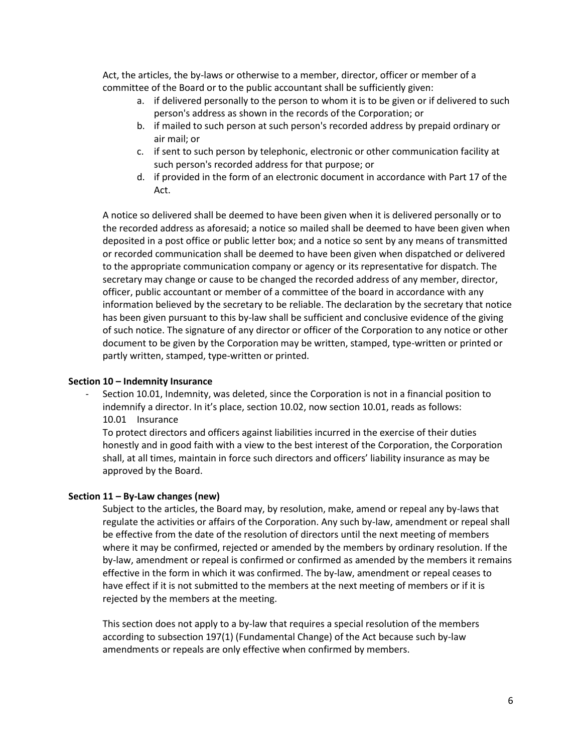Act, the articles, the by-laws or otherwise to a member, director, officer or member of a committee of the Board or to the public accountant shall be sufficiently given:

a. if delivered personally to the person to whom it is to be given or if delivered to such person's address as shown in the records of the Corporation; or
b. if mailed to such person at such person's recorded address by prepaid ordinary or air mail; or
c. if sent to such person by telephonic, electronic or other communication facility at such person's recorded address for that purpose; or
d. if provided in the form of an electronic document in accordance with Part 17 of the Act.

A notice so delivered shall be deemed to have been given when it is delivered personally or to the recorded address as aforesaid; a notice so mailed shall be deemed to have been given when deposited in a post office or public letter box; and a notice so sent by any means of transmitted or recorded communication shall be deemed to have been given when dispatched or delivered to the appropriate communication company or agency or its representative for dispatch. The secretary may change or cause to be changed the recorded address of any member, director, officer, public accountant or member of a committee of the board in accordance with any information believed by the secretary to be reliable. The declaration by the secretary that notice has been given pursuant to this by-law shall be sufficient and conclusive evidence of the giving of such notice. The signature of any director or officer of the Corporation to any notice or other document to be given by the Corporation may be written, stamped, type-written or printed or partly written, stamped, type-written or printed.

**Section 10 – Indemnity Insurance**

- Section 10.01, Indemnity, was deleted, since the Corporation is not in a financial position to indemnify a director. In it's place, section 10.02, now section 10.01, reads as follows:

  10.01 Insurance

  To protect directors and officers against liabilities incurred in the exercise of their duties honestly and in good faith with a view to the best interest of the Corporation, the Corporation shall, at all times, maintain in force such directors and officers' liability insurance as may be approved by the Board.

**Section 11 – By-Law changes (new)**

Subject to the articles, the Board may, by resolution, make, amend or repeal any by-laws that regulate the activities or affairs of the Corporation. Any such by-law, amendment or repeal shall be effective from the date of the resolution of directors until the next meeting of members where it may be confirmed, rejected or amended by the members by ordinary resolution. If the by-law, amendment or repeal is confirmed or confirmed as amended by the members it remains effective in the form in which it was confirmed. The by-law, amendment or repeal ceases to have effect if it is not submitted to the members at the next meeting of members or if it is rejected by the members at the meeting.

This section does not apply to a by-law that requires a special resolution of the members according to subsection 197(1) (Fundamental Change) of the Act because such by-law amendments or repeals are only effective when confirmed by members.